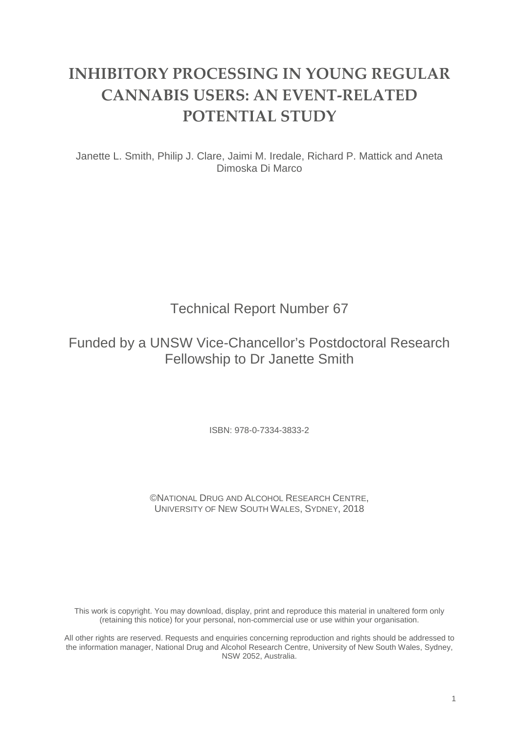# INHIBITORY PROCESSING IN YOUNG REGULAR CANNABIS USERS: AN EVENT-RELATED POTENTIAL STUDY

Janette L. Smith, Philip J. Clare, Jaimi M. Iredale, Richard P. Mattick and Aneta Dimoska Di Marco

Technical Report Number 67

Funded by a UNSW Vice-Chancellor's Postdoctoral Research Fellowship to Dr Janette Smith

ISBN: 978-0-7334-3833-2

©NATIONAL DRUG AND ALCOHOL RESEARCH CENTRE, UNIVERSITY OF NEW SOUTH WALES, SYDNEY, 2018

This work is copyright. You may download, display, print and reproduce this material in unaltered form only (retaining this notice) for your personal, non-commercial use or use within your organisation.

All other rights are reserved. Requests and enquiries concerning reproduction and rights should be addressed to the information manager, National Drug and Alcohol Research Centre, University of New South Wales, Sydney, NSW 2052, Australia.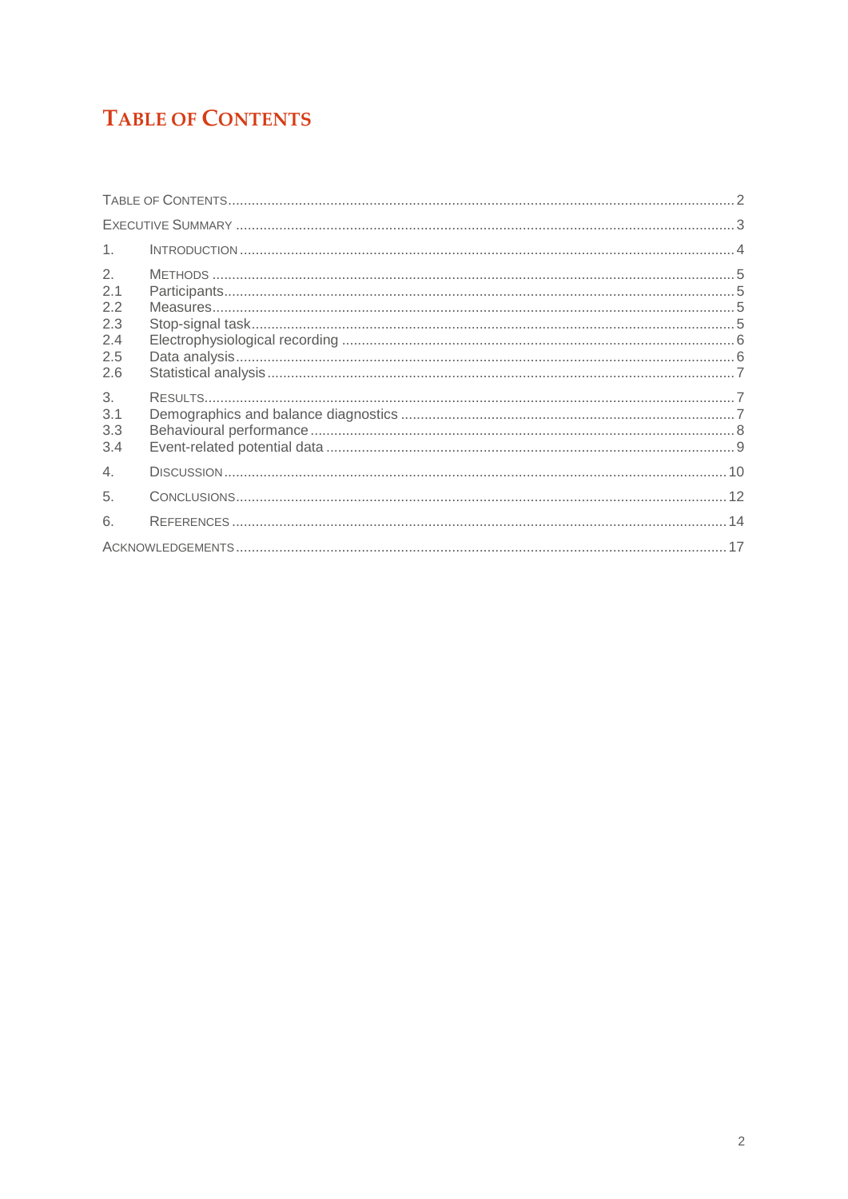# Table of Contents

Table of Contents ........ 2
Executive Summary ........ 3
1. Introduction ........ 4
2. Methods ........ 5
2.1 Participants ........ 5
2.2 Measures ........ 5
2.3 Stop-signal task ........ 5
2.4 Electrophysiological recording ........ 6
2.5 Data analysis ........ 6
2.6 Statistical analysis ........ 7
3. Results ........ 7
3.1 Demographics and balance diagnostics ........ 7
3.3 Behavioural performance ........ 8
3.4 Event-related potential data ........ 9
4. Discussion ........ 10
5. Conclusions ........ 12
6. References ........ 14
Acknowledgements ........ 17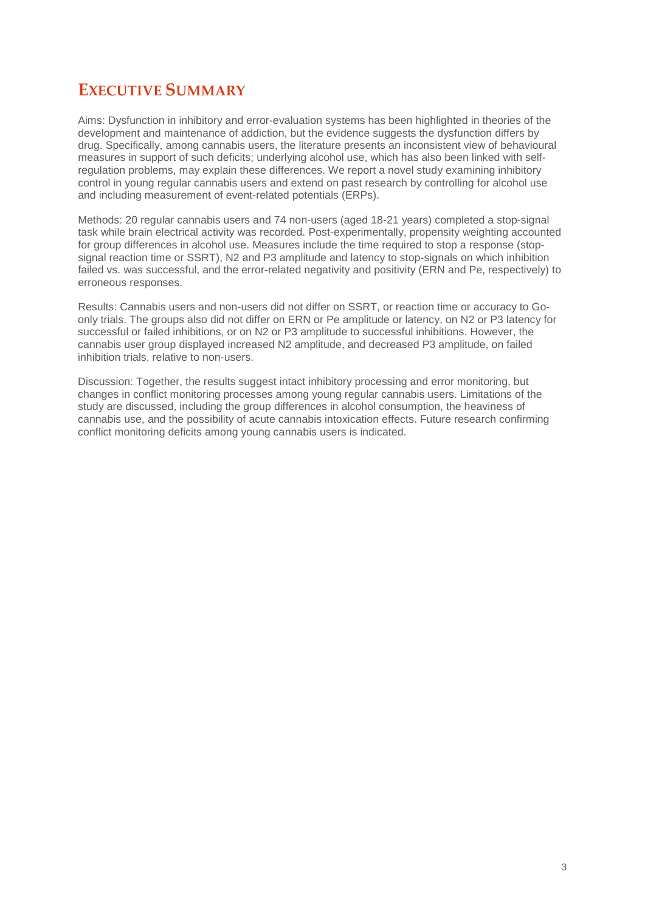# Executive Summary

Aims: Dysfunction in inhibitory and error-evaluation systems has been highlighted in theories of the development and maintenance of addiction, but the evidence suggests the dysfunction differs by drug. Specifically, among cannabis users, the literature presents an inconsistent view of behavioural measures in support of such deficits; underlying alcohol use, which has also been linked with self-regulation problems, may explain these differences. We report a novel study examining inhibitory control in young regular cannabis users and extend on past research by controlling for alcohol use and including measurement of event-related potentials (ERPs).

Methods: 20 regular cannabis users and 74 non-users (aged 18-21 years) completed a stop-signal task while brain electrical activity was recorded. Post-experimentally, propensity weighting accounted for group differences in alcohol use. Measures include the time required to stop a response (stop-signal reaction time or SSRT), N2 and P3 amplitude and latency to stop-signals on which inhibition failed vs. was successful, and the error-related negativity and positivity (ERN and Pe, respectively) to erroneous responses.

Results: Cannabis users and non-users did not differ on SSRT, or reaction time or accuracy to Go-only trials. The groups also did not differ on ERN or Pe amplitude or latency, on N2 or P3 latency for successful or failed inhibitions, or on N2 or P3 amplitude to successful inhibitions. However, the cannabis user group displayed increased N2 amplitude, and decreased P3 amplitude, on failed inhibition trials, relative to non-users.

Discussion: Together, the results suggest intact inhibitory processing and error monitoring, but changes in conflict monitoring processes among young regular cannabis users. Limitations of the study are discussed, including the group differences in alcohol consumption, the heaviness of cannabis use, and the possibility of acute cannabis intoxication effects. Future research confirming conflict monitoring deficits among young cannabis users is indicated.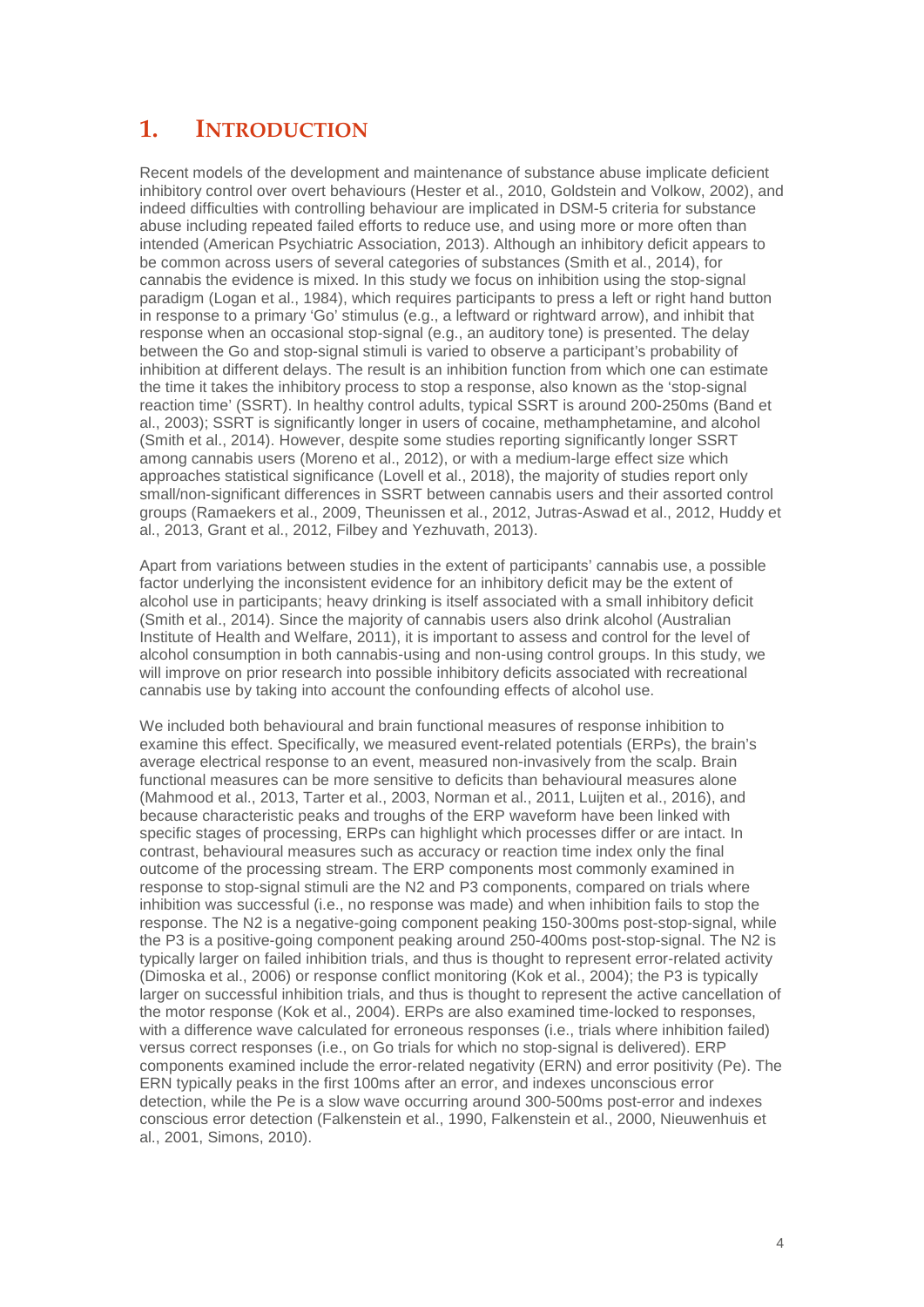# 1. INTRODUCTION

Recent models of the development and maintenance of substance abuse implicate deficient inhibitory control over overt behaviours (Hester et al., 2010, Goldstein and Volkow, 2002), and indeed difficulties with controlling behaviour are implicated in DSM-5 criteria for substance abuse including repeated failed efforts to reduce use, and using more or more often than intended (American Psychiatric Association, 2013). Although an inhibitory deficit appears to be common across users of several categories of substances (Smith et al., 2014), for cannabis the evidence is mixed. In this study we focus on inhibition using the stop-signal paradigm (Logan et al., 1984), which requires participants to press a left or right hand button in response to a primary 'Go' stimulus (e.g., a leftward or rightward arrow), and inhibit that response when an occasional stop-signal (e.g., an auditory tone) is presented. The delay between the Go and stop-signal stimuli is varied to observe a participant's probability of inhibition at different delays. The result is an inhibition function from which one can estimate the time it takes the inhibitory process to stop a response, also known as the 'stop-signal reaction time' (SSRT). In healthy control adults, typical SSRT is around 200-250ms (Band et al., 2003); SSRT is significantly longer in users of cocaine, methamphetamine, and alcohol (Smith et al., 2014). However, despite some studies reporting significantly longer SSRT among cannabis users (Moreno et al., 2012), or with a medium-large effect size which approaches statistical significance (Lovell et al., 2018), the majority of studies report only small/non-significant differences in SSRT between cannabis users and their assorted control groups (Ramaekers et al., 2009, Theunissen et al., 2012, Jutras-Aswad et al., 2012, Huddy et al., 2013, Grant et al., 2012, Filbey and Yezhuvath, 2013).

Apart from variations between studies in the extent of participants' cannabis use, a possible factor underlying the inconsistent evidence for an inhibitory deficit may be the extent of alcohol use in participants; heavy drinking is itself associated with a small inhibitory deficit (Smith et al., 2014). Since the majority of cannabis users also drink alcohol (Australian Institute of Health and Welfare, 2011), it is important to assess and control for the level of alcohol consumption in both cannabis-using and non-using control groups. In this study, we will improve on prior research into possible inhibitory deficits associated with recreational cannabis use by taking into account the confounding effects of alcohol use.

We included both behavioural and brain functional measures of response inhibition to examine this effect. Specifically, we measured event-related potentials (ERPs), the brain's average electrical response to an event, measured non-invasively from the scalp. Brain functional measures can be more sensitive to deficits than behavioural measures alone (Mahmood et al., 2013, Tarter et al., 2003, Norman et al., 2011, Luijten et al., 2016), and because characteristic peaks and troughs of the ERP waveform have been linked with specific stages of processing, ERPs can highlight which processes differ or are intact. In contrast, behavioural measures such as accuracy or reaction time index only the final outcome of the processing stream. The ERP components most commonly examined in response to stop-signal stimuli are the N2 and P3 components, compared on trials where inhibition was successful (i.e., no response was made) and when inhibition fails to stop the response. The N2 is a negative-going component peaking 150-300ms post-stop-signal, while the P3 is a positive-going component peaking around 250-400ms post-stop-signal. The N2 is typically larger on failed inhibition trials, and thus is thought to represent error-related activity (Dimoska et al., 2006) or response conflict monitoring (Kok et al., 2004); the P3 is typically larger on successful inhibition trials, and thus is thought to represent the active cancellation of the motor response (Kok et al., 2004). ERPs are also examined time-locked to responses, with a difference wave calculated for erroneous responses (i.e., trials where inhibition failed) versus correct responses (i.e., on Go trials for which no stop-signal is delivered). ERP components examined include the error-related negativity (ERN) and error positivity (Pe). The ERN typically peaks in the first 100ms after an error, and indexes unconscious error detection, while the Pe is a slow wave occurring around 300-500ms post-error and indexes conscious error detection (Falkenstein et al., 1990, Falkenstein et al., 2000, Nieuwenhuis et al., 2001, Simons, 2010).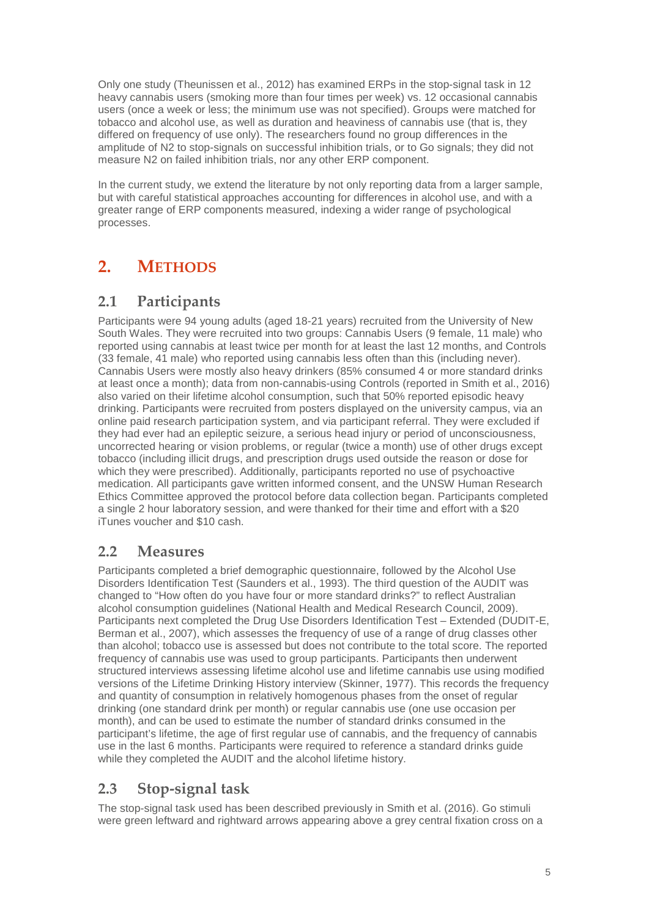Only one study (Theunissen et al., 2012) has examined ERPs in the stop-signal task in 12 heavy cannabis users (smoking more than four times per week) vs. 12 occasional cannabis users (once a week or less; the minimum use was not specified). Groups were matched for tobacco and alcohol use, as well as duration and heaviness of cannabis use (that is, they differed on frequency of use only). The researchers found no group differences in the amplitude of N2 to stop-signals on successful inhibition trials, or to Go signals; they did not measure N2 on failed inhibition trials, nor any other ERP component.

In the current study, we extend the literature by not only reporting data from a larger sample, but with careful statistical approaches accounting for differences in alcohol use, and with a greater range of ERP components measured, indexing a wider range of psychological processes.

# 2. METHODS

## 2.1 Participants

Participants were 94 young adults (aged 18-21 years) recruited from the University of New South Wales. They were recruited into two groups: Cannabis Users (9 female, 11 male) who reported using cannabis at least twice per month for at least the last 12 months, and Controls (33 female, 41 male) who reported using cannabis less often than this (including never). Cannabis Users were mostly also heavy drinkers (85% consumed 4 or more standard drinks at least once a month); data from non-cannabis-using Controls (reported in Smith et al., 2016) also varied on their lifetime alcohol consumption, such that 50% reported episodic heavy drinking. Participants were recruited from posters displayed on the university campus, via an online paid research participation system, and via participant referral. They were excluded if they had ever had an epileptic seizure, a serious head injury or period of unconsciousness, uncorrected hearing or vision problems, or regular (twice a month) use of other drugs except tobacco (including illicit drugs, and prescription drugs used outside the reason or dose for which they were prescribed). Additionally, participants reported no use of psychoactive medication. All participants gave written informed consent, and the UNSW Human Research Ethics Committee approved the protocol before data collection began. Participants completed a single 2 hour laboratory session, and were thanked for their time and effort with a $20 iTunes voucher and $10 cash.

## 2.2 Measures

Participants completed a brief demographic questionnaire, followed by the Alcohol Use Disorders Identification Test (Saunders et al., 1993). The third question of the AUDIT was changed to "How often do you have four or more standard drinks?" to reflect Australian alcohol consumption guidelines (National Health and Medical Research Council, 2009). Participants next completed the Drug Use Disorders Identification Test – Extended (DUDIT-E, Berman et al., 2007), which assesses the frequency of use of a range of drug classes other than alcohol; tobacco use is assessed but does not contribute to the total score. The reported frequency of cannabis use was used to group participants. Participants then underwent structured interviews assessing lifetime alcohol use and lifetime cannabis use using modified versions of the Lifetime Drinking History interview (Skinner, 1977). This records the frequency and quantity of consumption in relatively homogenous phases from the onset of regular drinking (one standard drink per month) or regular cannabis use (one use occasion per month), and can be used to estimate the number of standard drinks consumed in the participant's lifetime, the age of first regular use of cannabis, and the frequency of cannabis use in the last 6 months. Participants were required to reference a standard drinks guide while they completed the AUDIT and the alcohol lifetime history.

## 2.3 Stop-signal task

The stop-signal task used has been described previously in Smith et al. (2016). Go stimuli were green leftward and rightward arrows appearing above a grey central fixation cross on a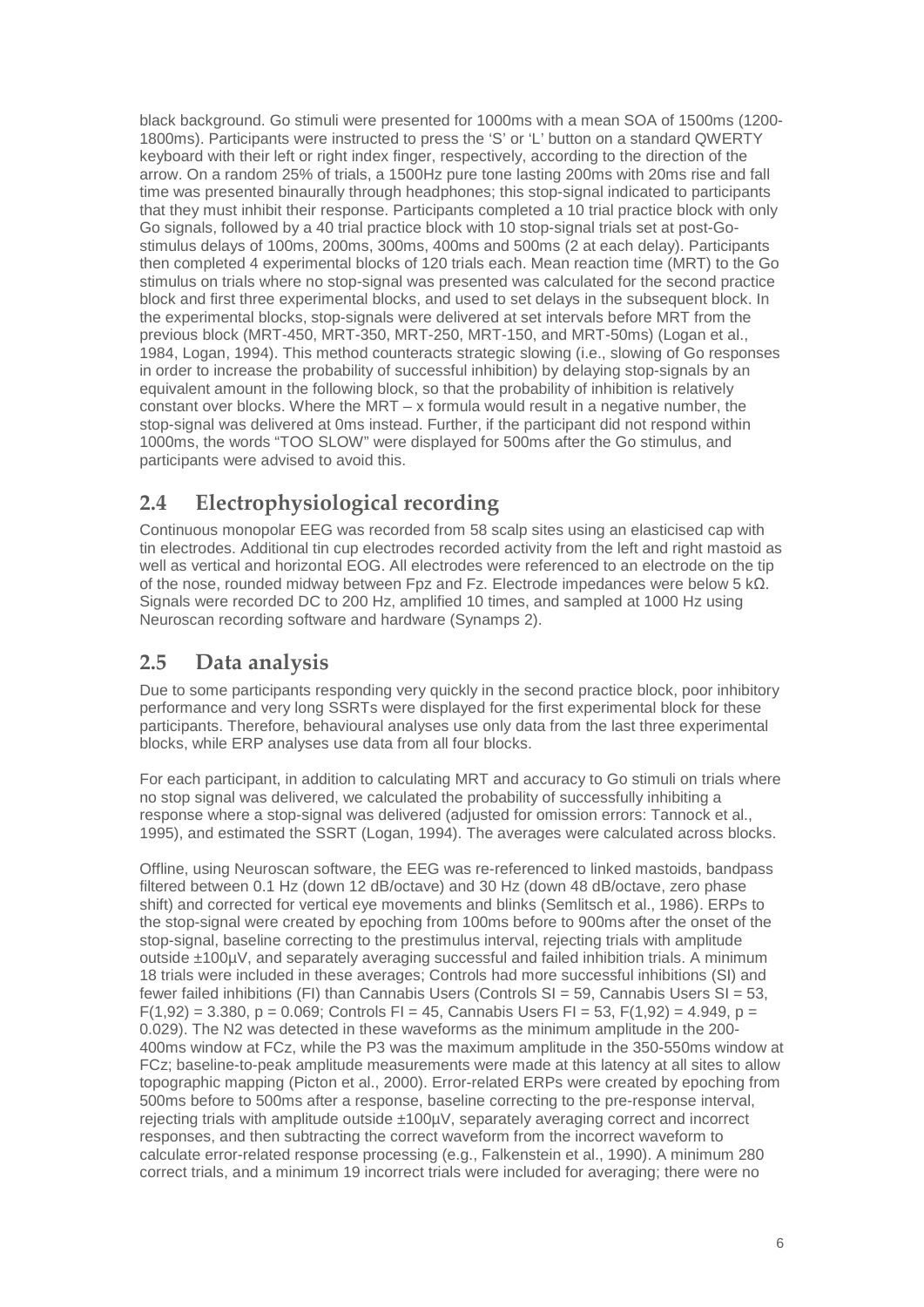black background. Go stimuli were presented for 1000ms with a mean SOA of 1500ms (1200-1800ms). Participants were instructed to press the 'S' or 'L' button on a standard QWERTY keyboard with their left or right index finger, respectively, according to the direction of the arrow. On a random 25% of trials, a 1500Hz pure tone lasting 200ms with 20ms rise and fall time was presented binaurally through headphones; this stop-signal indicated to participants that they must inhibit their response. Participants completed a 10 trial practice block with only Go signals, followed by a 40 trial practice block with 10 stop-signal trials set at post-Go-stimulus delays of 100ms, 200ms, 300ms, 400ms and 500ms (2 at each delay). Participants then completed 4 experimental blocks of 120 trials each. Mean reaction time (MRT) to the Go stimulus on trials where no stop-signal was presented was calculated for the second practice block and first three experimental blocks, and used to set delays in the subsequent block. In the experimental blocks, stop-signals were delivered at set intervals before MRT from the previous block (MRT-450, MRT-350, MRT-250, MRT-150, and MRT-50ms) (Logan et al., 1984, Logan, 1994). This method counteracts strategic slowing (i.e., slowing of Go responses in order to increase the probability of successful inhibition) by delaying stop-signals by an equivalent amount in the following block, so that the probability of inhibition is relatively constant over blocks. Where the MRT – x formula would result in a negative number, the stop-signal was delivered at 0ms instead. Further, if the participant did not respond within 1000ms, the words "TOO SLOW" were displayed for 500ms after the Go stimulus, and participants were advised to avoid this.

## 2.4 Electrophysiological recording

Continuous monopolar EEG was recorded from 58 scalp sites using an elasticised cap with tin electrodes. Additional tin cup electrodes recorded activity from the left and right mastoid as well as vertical and horizontal EOG. All electrodes were referenced to an electrode on the tip of the nose, rounded midway between Fpz and Fz. Electrode impedances were below 5 kΩ. Signals were recorded DC to 200 Hz, amplified 10 times, and sampled at 1000 Hz using Neuroscan recording software and hardware (Synamps 2).

## 2.5 Data analysis

Due to some participants responding very quickly in the second practice block, poor inhibitory performance and very long SSRTs were displayed for the first experimental block for these participants. Therefore, behavioural analyses use only data from the last three experimental blocks, while ERP analyses use data from all four blocks.

For each participant, in addition to calculating MRT and accuracy to Go stimuli on trials where no stop signal was delivered, we calculated the probability of successfully inhibiting a response where a stop-signal was delivered (adjusted for omission errors: Tannock et al., 1995), and estimated the SSRT (Logan, 1994). The averages were calculated across blocks.

Offline, using Neuroscan software, the EEG was re-referenced to linked mastoids, bandpass filtered between 0.1 Hz (down 12 dB/octave) and 30 Hz (down 48 dB/octave, zero phase shift) and corrected for vertical eye movements and blinks (Semlitsch et al., 1986). ERPs to the stop-signal were created by epoching from 100ms before to 900ms after the onset of the stop-signal, baseline correcting to the prestimulus interval, rejecting trials with amplitude outside ±100µV, and separately averaging successful and failed inhibition trials. A minimum 18 trials were included in these averages; Controls had more successful inhibitions (SI) and fewer failed inhibitions (FI) than Cannabis Users (Controls SI = 59, Cannabis Users SI = 53, $F(1,92) = 3.380$, $p = 0.069$; Controls FI = 45, Cannabis Users FI = 53, $F(1,92) = 4.949$, $p = 0.029$). The N2 was detected in these waveforms as the minimum amplitude in the 200-400ms window at FCz, while the P3 was the maximum amplitude in the 350-550ms window at FCz; baseline-to-peak amplitude measurements were made at this latency at all sites to allow topographic mapping (Picton et al., 2000). Error-related ERPs were created by epoching from 500ms before to 500ms after a response, baseline correcting to the pre-response interval, rejecting trials with amplitude outside ±100µV, separately averaging correct and incorrect responses, and then subtracting the correct waveform from the incorrect waveform to calculate error-related response processing (e.g., Falkenstein et al., 1990). A minimum 280 correct trials, and a minimum 19 incorrect trials were included for averaging; there were no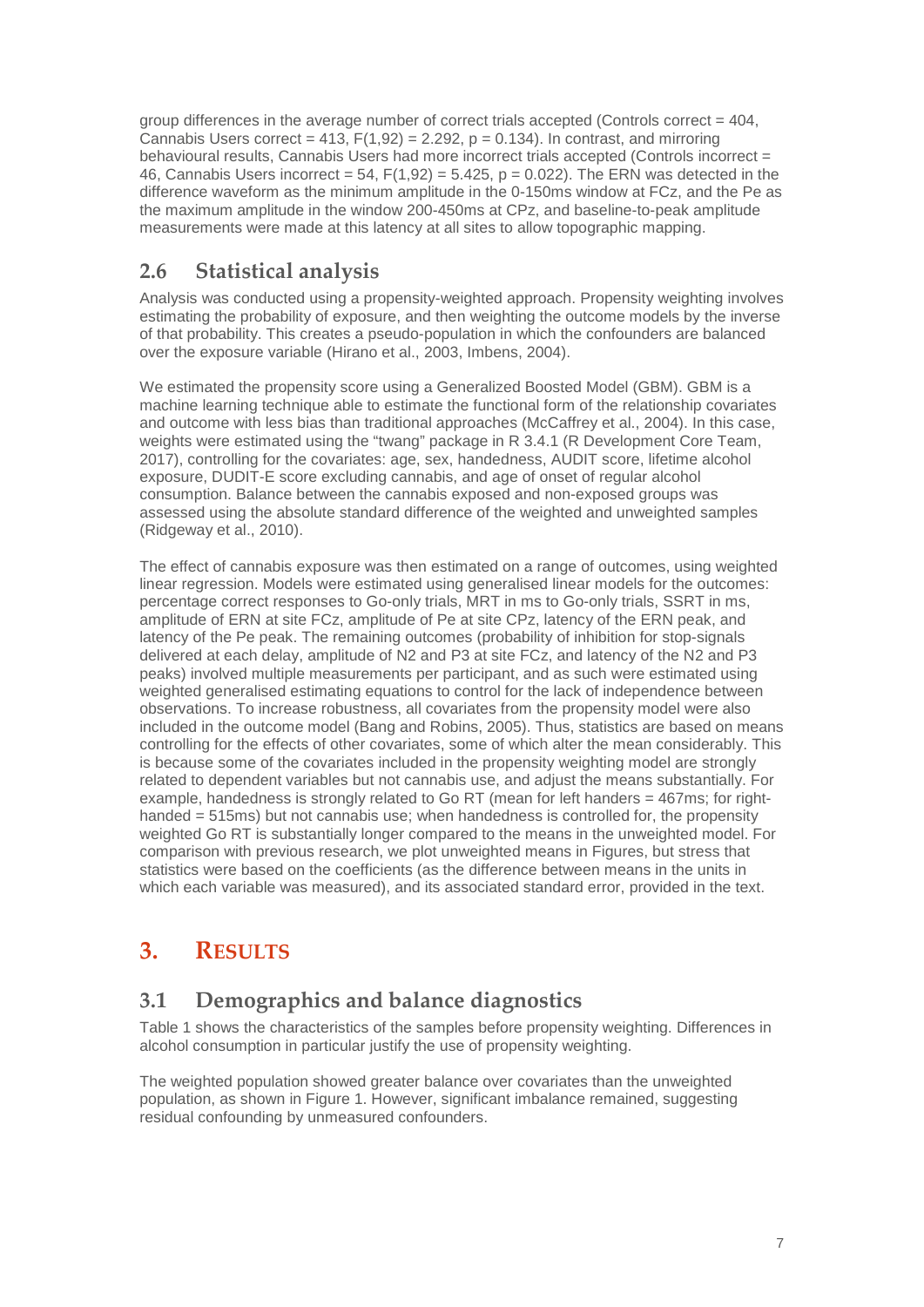group differences in the average number of correct trials accepted (Controls correct = 404, Cannabis Users correct = 413, $F(1,92) = 2.292$, $p = 0.134$). In contrast, and mirroring behavioural results, Cannabis Users had more incorrect trials accepted (Controls incorrect = 46, Cannabis Users incorrect = 54, $F(1,92) = 5.425$, $p = 0.022$). The ERN was detected in the difference waveform as the minimum amplitude in the 0-150ms window at FCz, and the Pe as the maximum amplitude in the window 200-450ms at CPz, and baseline-to-peak amplitude measurements were made at this latency at all sites to allow topographic mapping.

## 2.6 Statistical analysis

Analysis was conducted using a propensity-weighted approach. Propensity weighting involves estimating the probability of exposure, and then weighting the outcome models by the inverse of that probability. This creates a pseudo-population in which the confounders are balanced over the exposure variable (Hirano et al., 2003, Imbens, 2004).

We estimated the propensity score using a Generalized Boosted Model (GBM). GBM is a machine learning technique able to estimate the functional form of the relationship covariates and outcome with less bias than traditional approaches (McCaffrey et al., 2004). In this case, weights were estimated using the "twang" package in R 3.4.1 (R Development Core Team, 2017), controlling for the covariates: age, sex, handedness, AUDIT score, lifetime alcohol exposure, DUDIT-E score excluding cannabis, and age of onset of regular alcohol consumption. Balance between the cannabis exposed and non-exposed groups was assessed using the absolute standard difference of the weighted and unweighted samples (Ridgeway et al., 2010).

The effect of cannabis exposure was then estimated on a range of outcomes, using weighted linear regression. Models were estimated using generalised linear models for the outcomes: percentage correct responses to Go-only trials, MRT in ms to Go-only trials, SSRT in ms, amplitude of ERN at site FCz, amplitude of Pe at site CPz, latency of the ERN peak, and latency of the Pe peak. The remaining outcomes (probability of inhibition for stop-signals delivered at each delay, amplitude of N2 and P3 at site FCz, and latency of the N2 and P3 peaks) involved multiple measurements per participant, and as such were estimated using weighted generalised estimating equations to control for the lack of independence between observations. To increase robustness, all covariates from the propensity model were also included in the outcome model (Bang and Robins, 2005). Thus, statistics are based on means controlling for the effects of other covariates, some of which alter the mean considerably. This is because some of the covariates included in the propensity weighting model are strongly related to dependent variables but not cannabis use, and adjust the means substantially. For example, handedness is strongly related to Go RT (mean for left handers = 467ms; for right-handed = 515ms) but not cannabis use; when handedness is controlled for, the propensity weighted Go RT is substantially longer compared to the means in the unweighted model. For comparison with previous research, we plot unweighted means in Figures, but stress that statistics were based on the coefficients (as the difference between means in the units in which each variable was measured), and its associated standard error, provided in the text.

# 3. RESULTS

## 3.1 Demographics and balance diagnostics

Table 1 shows the characteristics of the samples before propensity weighting. Differences in alcohol consumption in particular justify the use of propensity weighting.

The weighted population showed greater balance over covariates than the unweighted population, as shown in Figure 1. However, significant imbalance remained, suggesting residual confounding by unmeasured confounders.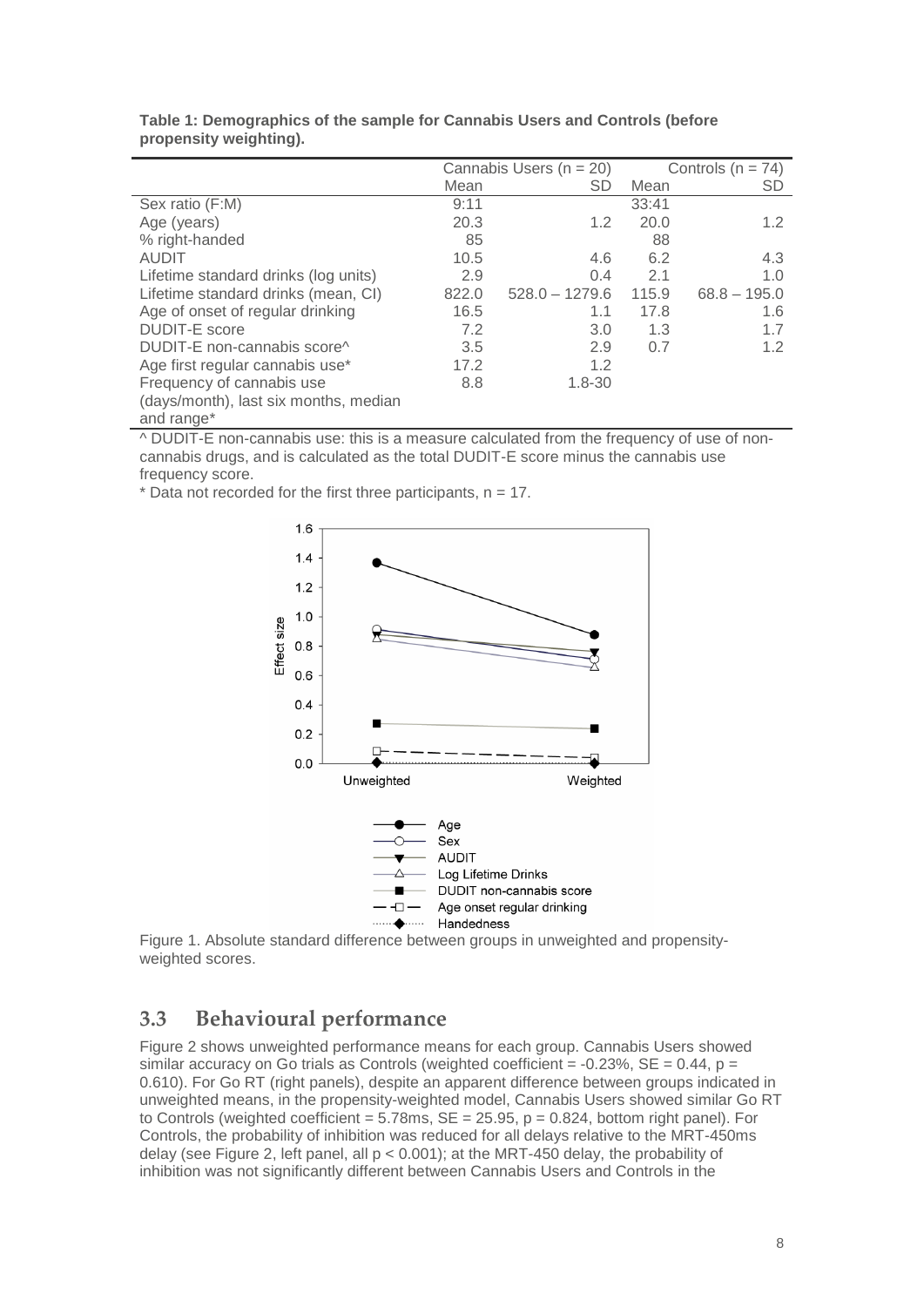**Table 1: Demographics of the sample for Cannabis Users and Controls (before propensity weighting).**

| | Cannabis Users (n = 20) | | Controls (n = 74) | |
|---|---|---|---|---|
| | Mean | SD | Mean | SD |
| Sex ratio (F:M) | 9:11 | | 33:41 | |
| Age (years) | 20.3 | 1.2 | 20.0 | 1.2 |
| % right-handed | 85 | | 88 | |
| AUDIT | 10.5 | 4.6 | 6.2 | 4.3 |
| Lifetime standard drinks (log units) | 2.9 | 0.4 | 2.1 | 1.0 |
| Lifetime standard drinks (mean, CI) | 822.0 | 528.0 – 1279.6 | 115.9 | 68.8 – 195.0 |
| Age of onset of regular drinking | 16.5 | 1.1 | 17.8 | 1.6 |
| DUDIT-E score | 7.2 | 3.0 | 1.3 | 1.7 |
| DUDIT-E non-cannabis score^ | 3.5 | 2.9 | 0.7 | 1.2 |
| Age first regular cannabis use* | 17.2 | 1.2 | | |
| Frequency of cannabis use (days/month), last six months, median and range* | 8.8 | 1.8-30 | | |

^ DUDIT-E non-cannabis use: this is a measure calculated from the frequency of use of non-cannabis drugs, and is calculated as the total DUDIT-E score minus the cannabis use frequency score.

* Data not recorded for the first three participants, n = 17.

Figure 1. Absolute standard difference between groups in unweighted and propensity-weighted scores.

## 3.3 Behavioural performance

Figure 2 shows unweighted performance means for each group. Cannabis Users showed similar accuracy on Go trials as Controls (weighted coefficient = -0.23%, SE = 0.44, $p = 0.610$). For Go RT (right panels), despite an apparent difference between groups indicated in unweighted means, in the propensity-weighted model, Cannabis Users showed similar Go RT to Controls (weighted coefficient = 5.78ms, SE = 25.95, $p = 0.824$, bottom right panel). For Controls, the probability of inhibition was reduced for all delays relative to the MRT-450ms delay (see Figure 2, left panel, all $p < 0.001$); at the MRT-450 delay, the probability of inhibition was not significantly different between Cannabis Users and Controls in the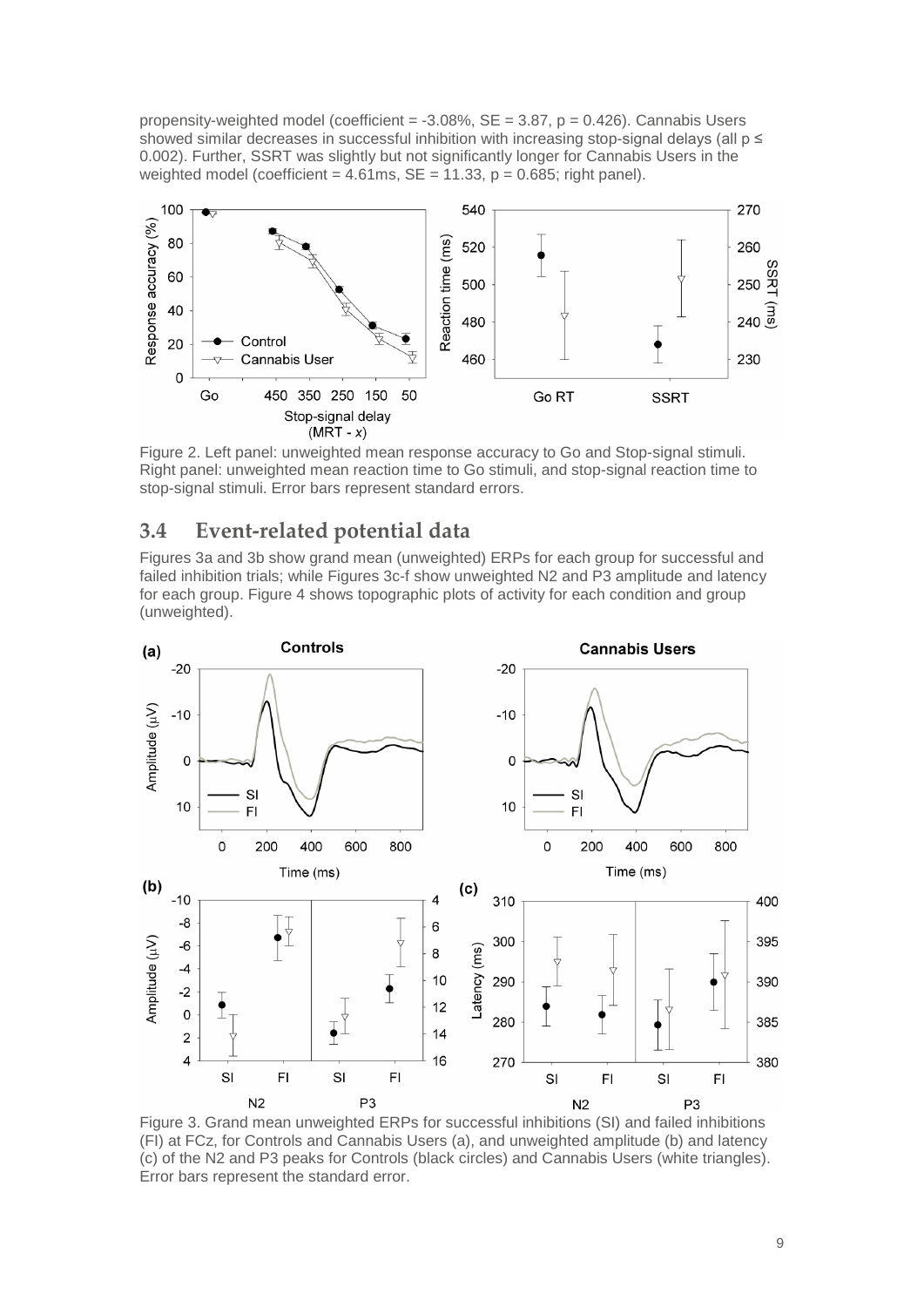propensity-weighted model (coefficient = -3.08%, SE = 3.87, p = 0.426). Cannabis Users showed similar decreases in successful inhibition with increasing stop-signal delays (all p ≤ 0.002). Further, SSRT was slightly but not significantly longer for Cannabis Users in the weighted model (coefficient = 4.61ms, SE = 11.33, p = 0.685; right panel).

Figure 2. Left panel: unweighted mean response accuracy to Go and Stop-signal stimuli. Right panel: unweighted mean reaction time to Go stimuli, and stop-signal reaction time to stop-signal stimuli. Error bars represent standard errors.

## 3.4 Event-related potential data

Figures 3a and 3b show grand mean (unweighted) ERPs for each group for successful and failed inhibition trials; while Figures 3c-f show unweighted N2 and P3 amplitude and latency for each group. Figure 4 shows topographic plots of activity for each condition and group (unweighted).

Figure 3. Grand mean unweighted ERPs for successful inhibitions (SI) and failed inhibitions (FI) at FCz, for Controls and Cannabis Users (a), and unweighted amplitude (b) and latency (c) of the N2 and P3 peaks for Controls (black circles) and Cannabis Users (white triangles). Error bars represent the standard error.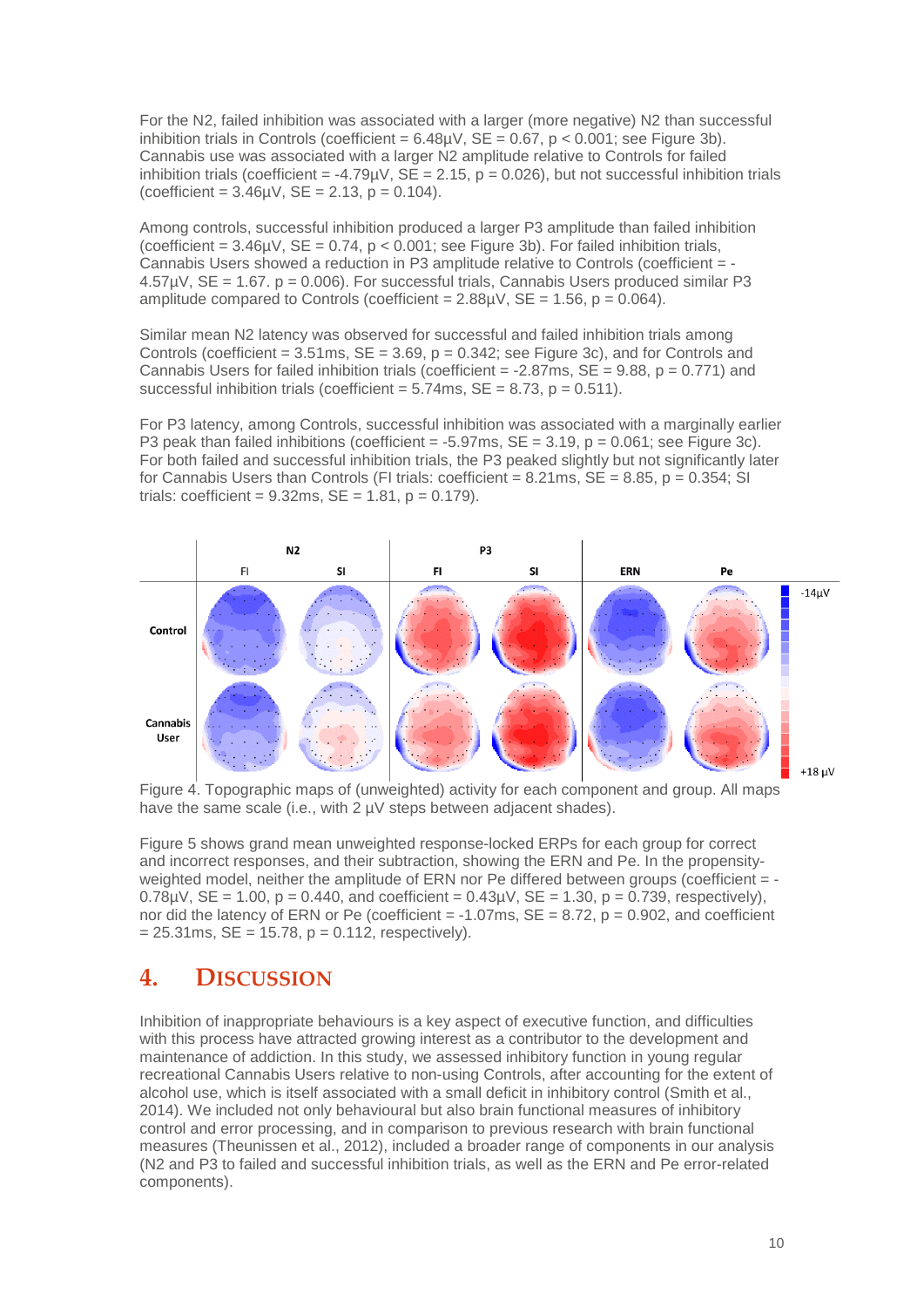For the N2, failed inhibition was associated with a larger (more negative) N2 than successful inhibition trials in Controls (coefficient = 6.48µV, SE = 0.67, $p < 0.001$; see Figure 3b). Cannabis use was associated with a larger N2 amplitude relative to Controls for failed inhibition trials (coefficient = -4.79µV, SE = 2.15, $p = 0.026$), but not successful inhibition trials (coefficient = 3.46µV, SE = 2.13, $p = 0.104$).

Among controls, successful inhibition produced a larger P3 amplitude than failed inhibition (coefficient = 3.46µV, SE = 0.74, $p < 0.001$; see Figure 3b). For failed inhibition trials, Cannabis Users showed a reduction in P3 amplitude relative to Controls (coefficient = -4.57µV, SE = 1.67. $p = 0.006$). For successful trials, Cannabis Users produced similar P3 amplitude compared to Controls (coefficient = 2.88µV, SE = 1.56, $p = 0.064$).

Similar mean N2 latency was observed for successful and failed inhibition trials among Controls (coefficient = 3.51ms, SE = 3.69, $p = 0.342$; see Figure 3c), and for Controls and Cannabis Users for failed inhibition trials (coefficient = -2.87ms, SE = 9.88, $p = 0.771$) and successful inhibition trials (coefficient = 5.74ms, SE = 8.73, $p = 0.511$).

For P3 latency, among Controls, successful inhibition was associated with a marginally earlier P3 peak than failed inhibitions (coefficient = -5.97ms, SE = 3.19, $p = 0.061$; see Figure 3c). For both failed and successful inhibition trials, the P3 peaked slightly but not significantly later for Cannabis Users than Controls (FI trials: coefficient = 8.21ms, SE = 8.85, $p = 0.354$; SI trials: coefficient = 9.32ms, SE = 1.81, $p = 0.179$).

Figure 4. Topographic maps of (unweighted) activity for each component and group. All maps have the same scale (i.e., with 2 µV steps between adjacent shades).

Figure 5 shows grand mean unweighted response-locked ERPs for each group for correct and incorrect responses, and their subtraction, showing the ERN and Pe. In the propensity-weighted model, neither the amplitude of ERN nor Pe differed between groups (coefficient = -0.78µV, SE = 1.00, $p = 0.440$, and coefficient = 0.43µV, SE = 1.30, $p = 0.739$, respectively), nor did the latency of ERN or Pe (coefficient = -1.07ms, SE = 8.72, $p = 0.902$, and coefficient = 25.31ms, SE = 15.78, $p = 0.112$, respectively).

# 4. Discussion

Inhibition of inappropriate behaviours is a key aspect of executive function, and difficulties with this process have attracted growing interest as a contributor to the development and maintenance of addiction. In this study, we assessed inhibitory function in young regular recreational Cannabis Users relative to non-using Controls, after accounting for the extent of alcohol use, which is itself associated with a small deficit in inhibitory control (Smith et al., 2014). We included not only behavioural but also brain functional measures of inhibitory control and error processing, and in comparison to previous research with brain functional measures (Theunissen et al., 2012), included a broader range of components in our analysis (N2 and P3 to failed and successful inhibition trials, as well as the ERN and Pe error-related components).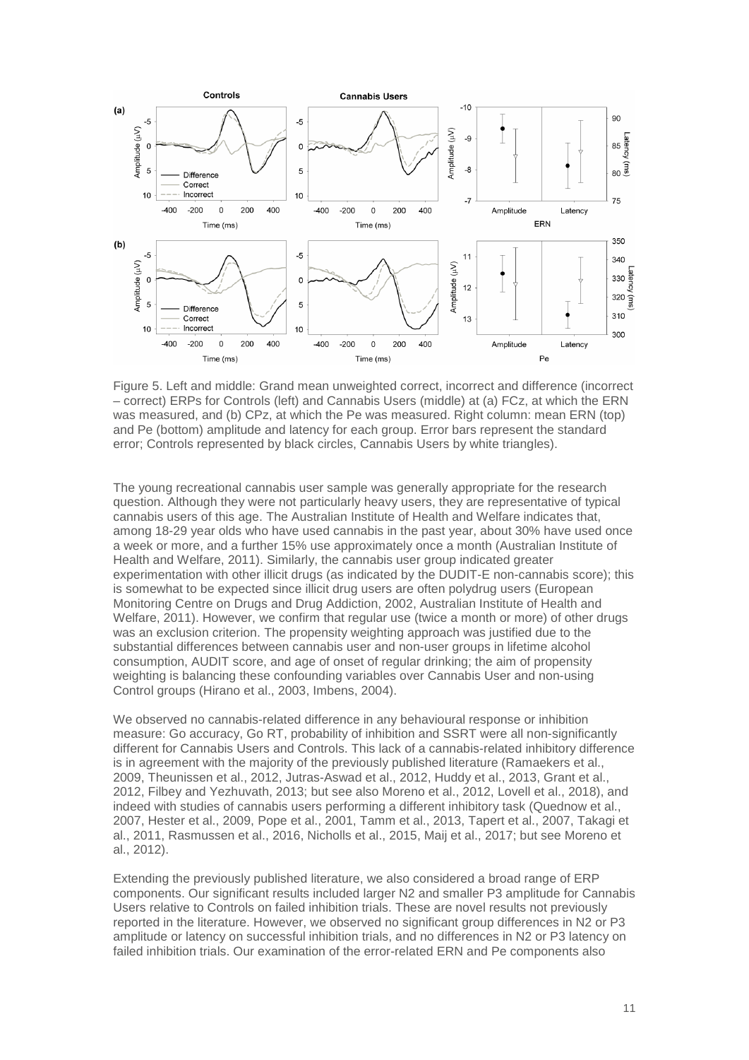Figure 5. Left and middle: Grand mean unweighted correct, incorrect and difference (incorrect – correct) ERPs for Controls (left) and Cannabis Users (middle) at (a) FCz, at which the ERN was measured, and (b) CPz, at which the Pe was measured. Right column: mean ERN (top) and Pe (bottom) amplitude and latency for each group. Error bars represent the standard error; Controls represented by black circles, Cannabis Users by white triangles).

The young recreational cannabis user sample was generally appropriate for the research question. Although they were not particularly heavy users, they are representative of typical cannabis users of this age. The Australian Institute of Health and Welfare indicates that, among 18-29 year olds who have used cannabis in the past year, about 30% have used once a week or more, and a further 15% use approximately once a month (Australian Institute of Health and Welfare, 2011). Similarly, the cannabis user group indicated greater experimentation with other illicit drugs (as indicated by the DUDIT-E non-cannabis score); this is somewhat to be expected since illicit drug users are often polydrug users (European Monitoring Centre on Drugs and Drug Addiction, 2002, Australian Institute of Health and Welfare, 2011). However, we confirm that regular use (twice a month or more) of other drugs was an exclusion criterion. The propensity weighting approach was justified due to the substantial differences between cannabis user and non-user groups in lifetime alcohol consumption, AUDIT score, and age of onset of regular drinking; the aim of propensity weighting is balancing these confounding variables over Cannabis User and non-using Control groups (Hirano et al., 2003, Imbens, 2004).

We observed no cannabis-related difference in any behavioural response or inhibition measure: Go accuracy, Go RT, probability of inhibition and SSRT were all non-significantly different for Cannabis Users and Controls. This lack of a cannabis-related inhibitory difference is in agreement with the majority of the previously published literature (Ramaekers et al., 2009, Theunissen et al., 2012, Jutras-Aswad et al., 2012, Huddy et al., 2013, Grant et al., 2012, Filbey and Yezhuvath, 2013; but see also Moreno et al., 2012, Lovell et al., 2018), and indeed with studies of cannabis users performing a different inhibitory task (Quednow et al., 2007, Hester et al., 2009, Pope et al., 2001, Tamm et al., 2013, Tapert et al., 2007, Takagi et al., 2011, Rasmussen et al., 2016, Nicholls et al., 2015, Maij et al., 2017; but see Moreno et al., 2012).

Extending the previously published literature, we also considered a broad range of ERP components. Our significant results included larger N2 and smaller P3 amplitude for Cannabis Users relative to Controls on failed inhibition trials. These are novel results not previously reported in the literature. However, we observed no significant group differences in N2 or P3 amplitude or latency on successful inhibition trials, and no differences in N2 or P3 latency on failed inhibition trials. Our examination of the error-related ERN and Pe components also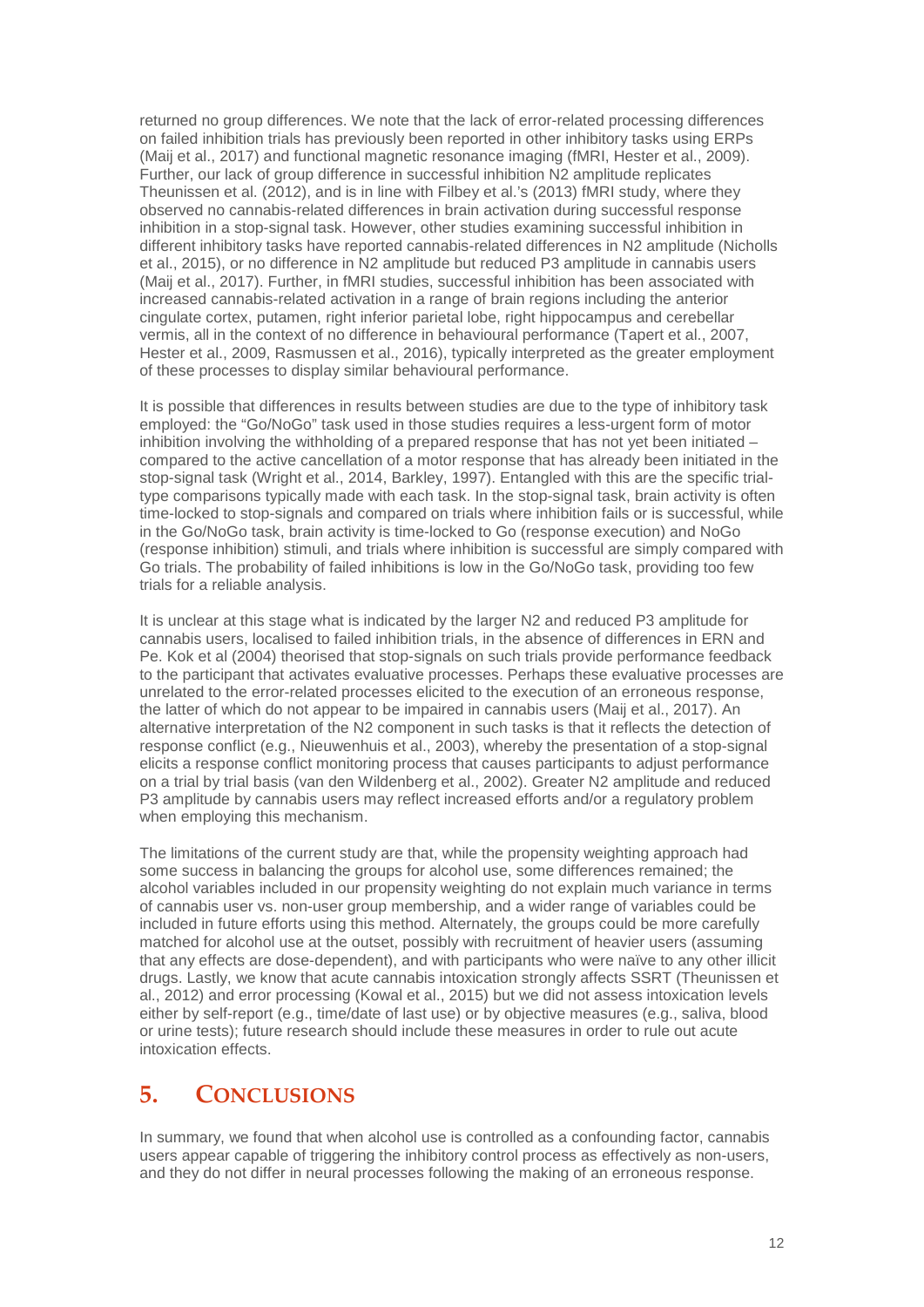returned no group differences. We note that the lack of error-related processing differences on failed inhibition trials has previously been reported in other inhibitory tasks using ERPs (Maij et al., 2017) and functional magnetic resonance imaging (fMRI, Hester et al., 2009). Further, our lack of group difference in successful inhibition N2 amplitude replicates Theunissen et al. (2012), and is in line with Filbey et al.'s (2013) fMRI study, where they observed no cannabis-related differences in brain activation during successful response inhibition in a stop-signal task. However, other studies examining successful inhibition in different inhibitory tasks have reported cannabis-related differences in N2 amplitude (Nicholls et al., 2015), or no difference in N2 amplitude but reduced P3 amplitude in cannabis users (Maij et al., 2017). Further, in fMRI studies, successful inhibition has been associated with increased cannabis-related activation in a range of brain regions including the anterior cingulate cortex, putamen, right inferior parietal lobe, right hippocampus and cerebellar vermis, all in the context of no difference in behavioural performance (Tapert et al., 2007, Hester et al., 2009, Rasmussen et al., 2016), typically interpreted as the greater employment of these processes to display similar behavioural performance.

It is possible that differences in results between studies are due to the type of inhibitory task employed: the "Go/NoGo" task used in those studies requires a less-urgent form of motor inhibition involving the withholding of a prepared response that has not yet been initiated – compared to the active cancellation of a motor response that has already been initiated in the stop-signal task (Wright et al., 2014, Barkley, 1997). Entangled with this are the specific trial-type comparisons typically made with each task. In the stop-signal task, brain activity is often time-locked to stop-signals and compared on trials where inhibition fails or is successful, while in the Go/NoGo task, brain activity is time-locked to Go (response execution) and NoGo (response inhibition) stimuli, and trials where inhibition is successful are simply compared with Go trials. The probability of failed inhibitions is low in the Go/NoGo task, providing too few trials for a reliable analysis.

It is unclear at this stage what is indicated by the larger N2 and reduced P3 amplitude for cannabis users, localised to failed inhibition trials, in the absence of differences in ERN and Pe. Kok et al (2004) theorised that stop-signals on such trials provide performance feedback to the participant that activates evaluative processes. Perhaps these evaluative processes are unrelated to the error-related processes elicited to the execution of an erroneous response, the latter of which do not appear to be impaired in cannabis users (Maij et al., 2017). An alternative interpretation of the N2 component in such tasks is that it reflects the detection of response conflict (e.g., Nieuwenhuis et al., 2003), whereby the presentation of a stop-signal elicits a response conflict monitoring process that causes participants to adjust performance on a trial by trial basis (van den Wildenberg et al., 2002). Greater N2 amplitude and reduced P3 amplitude by cannabis users may reflect increased efforts and/or a regulatory problem when employing this mechanism.

The limitations of the current study are that, while the propensity weighting approach had some success in balancing the groups for alcohol use, some differences remained; the alcohol variables included in our propensity weighting do not explain much variance in terms of cannabis user vs. non-user group membership, and a wider range of variables could be included in future efforts using this method. Alternately, the groups could be more carefully matched for alcohol use at the outset, possibly with recruitment of heavier users (assuming that any effects are dose-dependent), and with participants who were naïve to any other illicit drugs. Lastly, we know that acute cannabis intoxication strongly affects SSRT (Theunissen et al., 2012) and error processing (Kowal et al., 2015) but we did not assess intoxication levels either by self-report (e.g., time/date of last use) or by objective measures (e.g., saliva, blood or urine tests); future research should include these measures in order to rule out acute intoxication effects.

# 5. Conclusions

In summary, we found that when alcohol use is controlled as a confounding factor, cannabis users appear capable of triggering the inhibitory control process as effectively as non-users, and they do not differ in neural processes following the making of an erroneous response.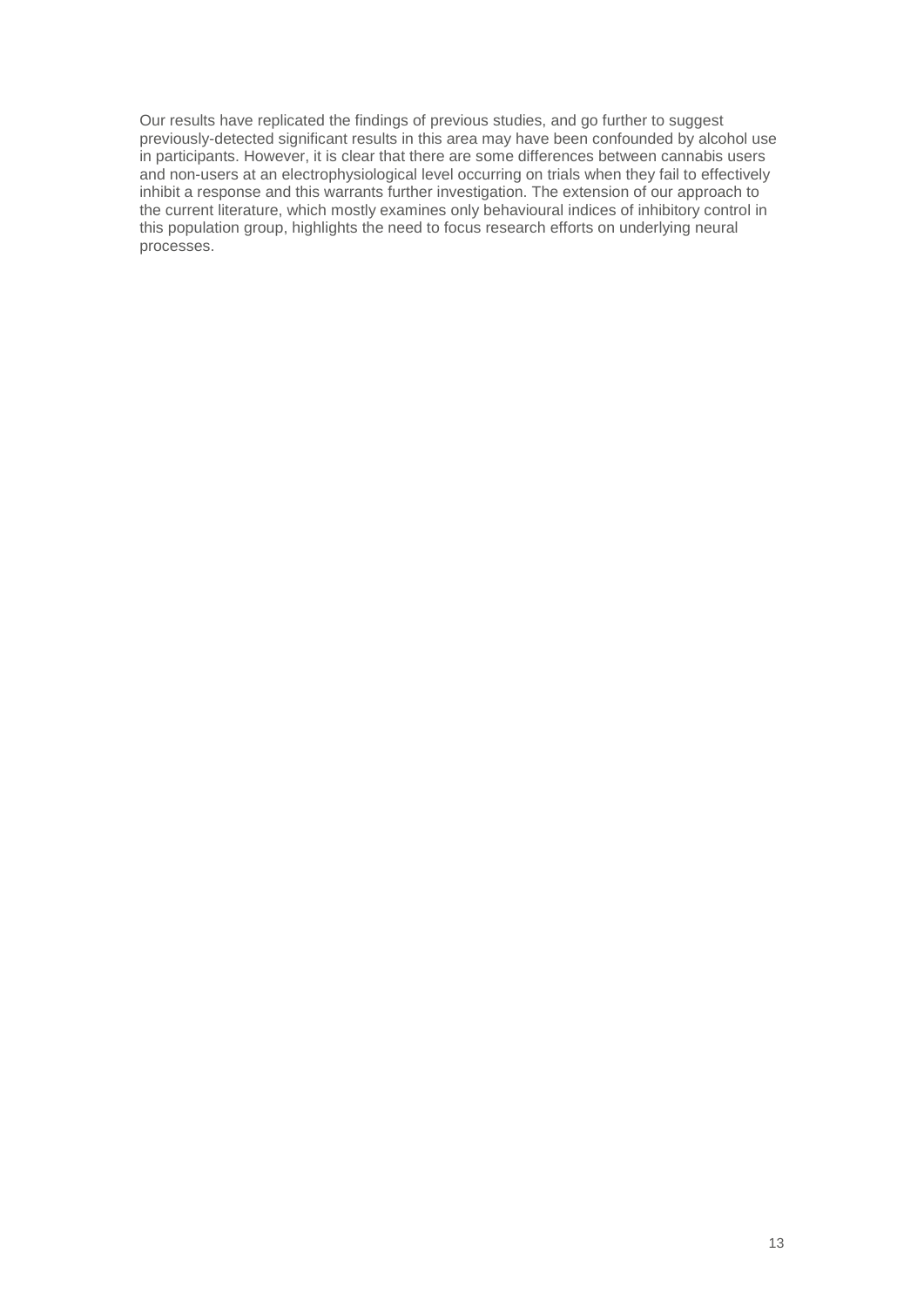Our results have replicated the findings of previous studies, and go further to suggest previously-detected significant results in this area may have been confounded by alcohol use in participants. However, it is clear that there are some differences between cannabis users and non-users at an electrophysiological level occurring on trials when they fail to effectively inhibit a response and this warrants further investigation. The extension of our approach to the current literature, which mostly examines only behavioural indices of inhibitory control in this population group, highlights the need to focus research efforts on underlying neural processes.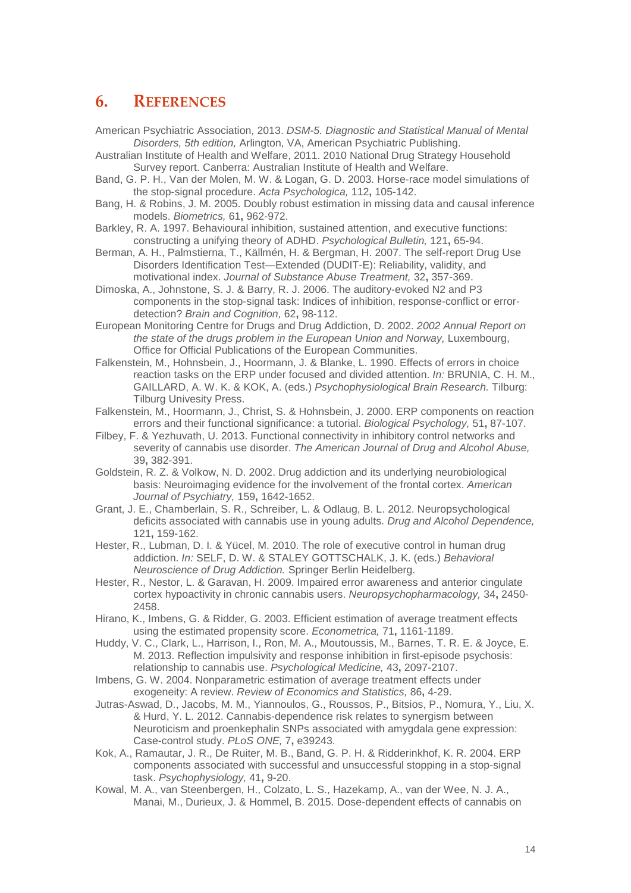## 6. REFERENCES

American Psychiatric Association, 2013. *DSM-5. Diagnostic and Statistical Manual of Mental Disorders, 5th edition,* Arlington, VA, American Psychiatric Publishing.

Australian Institute of Health and Welfare, 2011. 2010 National Drug Strategy Household Survey report. Canberra: Australian Institute of Health and Welfare.

Band, G. P. H., Van der Molen, M. W. & Logan, G. D. 2003. Horse-race model simulations of the stop-signal procedure. *Acta Psychologica,* 112**,** 105-142.

Bang, H. & Robins, J. M. 2005. Doubly robust estimation in missing data and causal inference models. *Biometrics,* 61**,** 962-972.

Barkley, R. A. 1997. Behavioural inhibition, sustained attention, and executive functions: constructing a unifying theory of ADHD. *Psychological Bulletin,* 121**,** 65-94.

Berman, A. H., Palmstierna, T., Källmén, H. & Bergman, H. 2007. The self-report Drug Use Disorders Identification Test—Extended (DUDIT-E): Reliability, validity, and motivational index. *Journal of Substance Abuse Treatment,* 32**,** 357-369.

Dimoska, A., Johnstone, S. J. & Barry, R. J. 2006. The auditory-evoked N2 and P3 components in the stop-signal task: Indices of inhibition, response-conflict or error-detection? *Brain and Cognition,* 62**,** 98-112.

European Monitoring Centre for Drugs and Drug Addiction, D. 2002. *2002 Annual Report on the state of the drugs problem in the European Union and Norway,* Luxembourg, Office for Official Publications of the European Communities.

Falkenstein, M., Hohnsbein, J., Hoormann, J. & Blanke, L. 1990. Effects of errors in choice reaction tasks on the ERP under focused and divided attention. *In:* BRUNIA, C. H. M., GAILLARD, A. W. K. & KOK, A. (eds.) *Psychophysiological Brain Research.* Tilburg: Tilburg Univesity Press.

Falkenstein, M., Hoormann, J., Christ, S. & Hohnsbein, J. 2000. ERP components on reaction errors and their functional significance: a tutorial. *Biological Psychology,* 51**,** 87-107.

Filbey, F. & Yezhuvath, U. 2013. Functional connectivity in inhibitory control networks and severity of cannabis use disorder. *The American Journal of Drug and Alcohol Abuse,* 39**,** 382-391.

Goldstein, R. Z. & Volkow, N. D. 2002. Drug addiction and its underlying neurobiological basis: Neuroimaging evidence for the involvement of the frontal cortex. *American Journal of Psychiatry,* 159**,** 1642-1652.

Grant, J. E., Chamberlain, S. R., Schreiber, L. & Odlaug, B. L. 2012. Neuropsychological deficits associated with cannabis use in young adults. *Drug and Alcohol Dependence,* 121**,** 159-162.

Hester, R., Lubman, D. I. & Yücel, M. 2010. The role of executive control in human drug addiction. *In:* SELF, D. W. & STALEY GOTTSCHALK, J. K. (eds.) *Behavioral Neuroscience of Drug Addiction.* Springer Berlin Heidelberg.

Hester, R., Nestor, L. & Garavan, H. 2009. Impaired error awareness and anterior cingulate cortex hypoactivity in chronic cannabis users. *Neuropsychopharmacology,* 34**,** 2450-2458.

Hirano, K., Imbens, G. & Ridder, G. 2003. Efficient estimation of average treatment effects using the estimated propensity score. *Econometrica,* 71**,** 1161-1189.

Huddy, V. C., Clark, L., Harrison, I., Ron, M. A., Moutoussis, M., Barnes, T. R. E. & Joyce, E. M. 2013. Reflection impulsivity and response inhibition in first-episode psychosis: relationship to cannabis use. *Psychological Medicine,* 43**,** 2097-2107.

Imbens, G. W. 2004. Nonparametric estimation of average treatment effects under exogeneity: A review. *Review of Economics and Statistics,* 86**,** 4-29.

Jutras-Aswad, D., Jacobs, M. M., Yiannoulos, G., Roussos, P., Bitsios, P., Nomura, Y., Liu, X. & Hurd, Y. L. 2012. Cannabis-dependence risk relates to synergism between Neuroticism and proenkephalin SNPs associated with amygdala gene expression: Case-control study. *PLoS ONE,* 7**,** e39243.

Kok, A., Ramautar, J. R., De Ruiter, M. B., Band, G. P. H. & Ridderinkhof, K. R. 2004. ERP components associated with successful and unsuccessful stopping in a stop-signal task. *Psychophysiology,* 41**,** 9-20.

Kowal, M. A., van Steenbergen, H., Colzato, L. S., Hazekamp, A., van der Wee, N. J. A., Manai, M., Durieux, J. & Hommel, B. 2015. Dose-dependent effects of cannabis on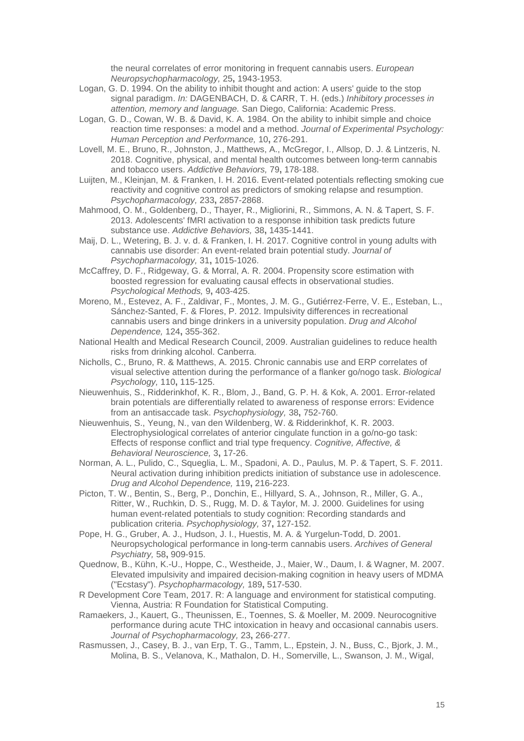the neural correlates of error monitoring in frequent cannabis users. *European Neuropsychopharmacology,* 25**,** 1943-1953.

Logan, G. D. 1994. On the ability to inhibit thought and action: A users' guide to the stop signal paradigm. *In:* DAGENBACH, D. & CARR, T. H. (eds.) *Inhibitory processes in attention, memory and language.* San Diego, California: Academic Press.

Logan, G. D., Cowan, W. B. & David, K. A. 1984. On the ability to inhibit simple and choice reaction time responses: a model and a method. *Journal of Experimental Psychology: Human Perception and Performance,* 10**,** 276-291.

Lovell, M. E., Bruno, R., Johnston, J., Matthews, A., McGregor, I., Allsop, D. J. & Lintzeris, N. 2018. Cognitive, physical, and mental health outcomes between long-term cannabis and tobacco users. *Addictive Behaviors,* 79**,** 178-188.

Luijten, M., Kleinjan, M. & Franken, I. H. 2016. Event-related potentials reflecting smoking cue reactivity and cognitive control as predictors of smoking relapse and resumption. *Psychopharmacology,* 233**,** 2857-2868.

Mahmood, O. M., Goldenberg, D., Thayer, R., Migliorini, R., Simmons, A. N. & Tapert, S. F. 2013. Adolescents' fMRI activation to a response inhibition task predicts future substance use. *Addictive Behaviors,* 38**,** 1435-1441.

Maij, D. L., Wetering, B. J. v. d. & Franken, I. H. 2017. Cognitive control in young adults with cannabis use disorder: An event-related brain potential study. *Journal of Psychopharmacology,* 31**,** 1015-1026.

McCaffrey, D. F., Ridgeway, G. & Morral, A. R. 2004. Propensity score estimation with boosted regression for evaluating causal effects in observational studies. *Psychological Methods,* 9**,** 403-425.

Moreno, M., Estevez, A. F., Zaldivar, F., Montes, J. M. G., Gutiérrez-Ferre, V. E., Esteban, L., Sánchez-Santed, F. & Flores, P. 2012. Impulsivity differences in recreational cannabis users and binge drinkers in a university population. *Drug and Alcohol Dependence,* 124**,** 355-362.

National Health and Medical Research Council, 2009. Australian guidelines to reduce health risks from drinking alcohol. Canberra.

Nicholls, C., Bruno, R. & Matthews, A. 2015. Chronic cannabis use and ERP correlates of visual selective attention during the performance of a flanker go/nogo task. *Biological Psychology,* 110**,** 115-125.

Nieuwenhuis, S., Ridderinkhof, K. R., Blom, J., Band, G. P. H. & Kok, A. 2001. Error-related brain potentials are differentially related to awareness of response errors: Evidence from an antisaccade task. *Psychophysiology,* 38**,** 752-760.

Nieuwenhuis, S., Yeung, N., van den Wildenberg, W. & Ridderinkhof, K. R. 2003. Electrophysiological correlates of anterior cingulate function in a go/no-go task: Effects of response conflict and trial type frequency. *Cognitive, Affective, & Behavioral Neuroscience,* 3**,** 17-26.

Norman, A. L., Pulido, C., Squeglia, L. M., Spadoni, A. D., Paulus, M. P. & Tapert, S. F. 2011. Neural activation during inhibition predicts initiation of substance use in adolescence. *Drug and Alcohol Dependence,* 119**,** 216-223.

Picton, T. W., Bentin, S., Berg, P., Donchin, E., Hillyard, S. A., Johnson, R., Miller, G. A., Ritter, W., Ruchkin, D. S., Rugg, M. D. & Taylor, M. J. 2000. Guidelines for using human event-related potentials to study cognition: Recording standards and publication criteria. *Psychophysiology,* 37**,** 127-152.

Pope, H. G., Gruber, A. J., Hudson, J. I., Huestis, M. A. & Yurgelun-Todd, D. 2001. Neuropsychological performance in long-term cannabis users. *Archives of General Psychiatry,* 58**,** 909-915.

Quednow, B., Kühn, K.-U., Hoppe, C., Westheide, J., Maier, W., Daum, I. & Wagner, M. 2007. Elevated impulsivity and impaired decision-making cognition in heavy users of MDMA ("Ecstasy"). *Psychopharmacology,* 189**,** 517-530.

R Development Core Team, 2017. R: A language and environment for statistical computing. Vienna, Austria: R Foundation for Statistical Computing.

Ramaekers, J., Kauert, G., Theunissen, E., Toennes, S. & Moeller, M. 2009. Neurocognitive performance during acute THC intoxication in heavy and occasional cannabis users. *Journal of Psychopharmacology,* 23**,** 266-277.

Rasmussen, J., Casey, B. J., van Erp, T. G., Tamm, L., Epstein, J. N., Buss, C., Bjork, J. M., Molina, B. S., Velanova, K., Mathalon, D. H., Somerville, L., Swanson, J. M., Wigal,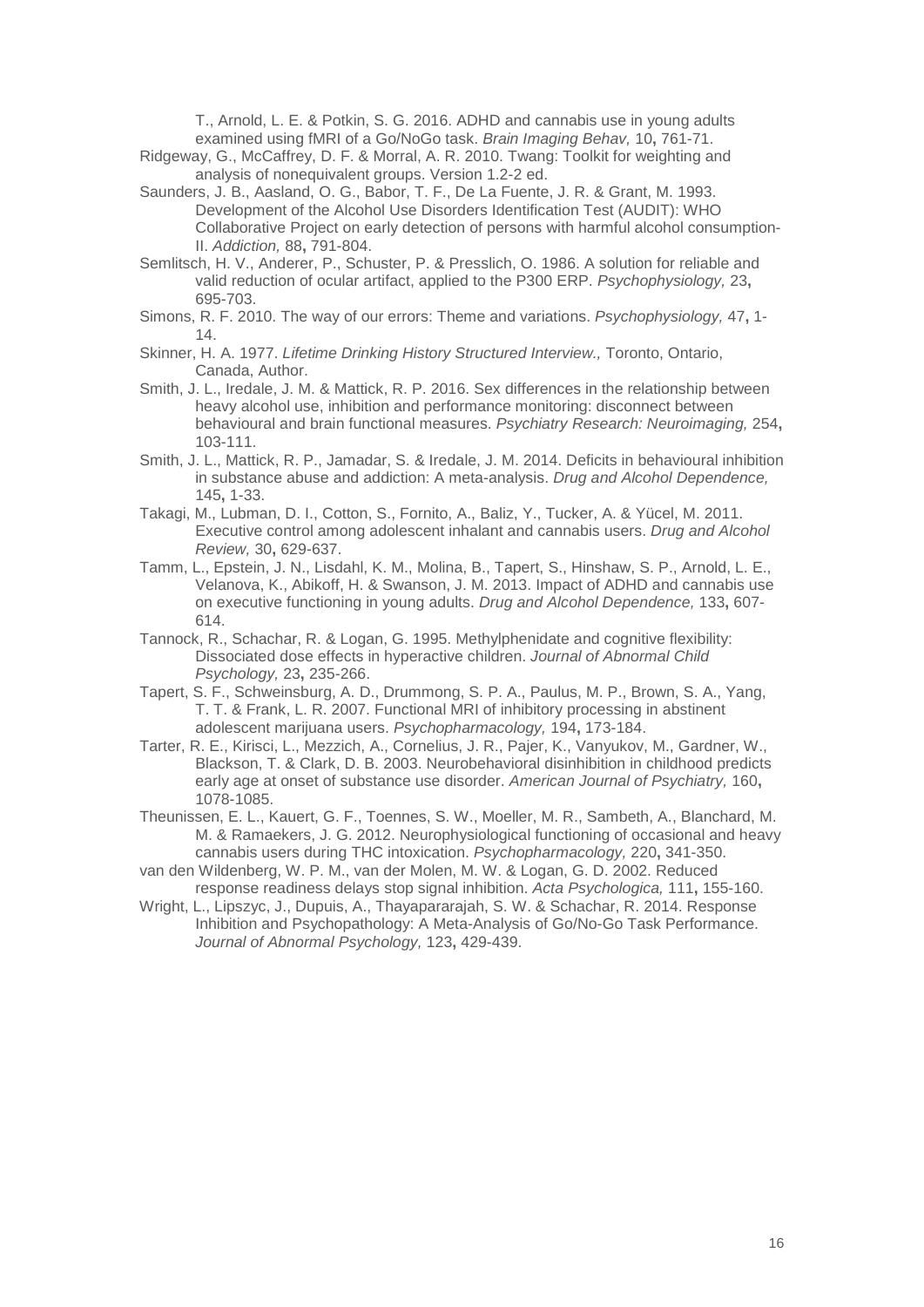T., Arnold, L. E. & Potkin, S. G. 2016. ADHD and cannabis use in young adults examined using fMRI of a Go/NoGo task. *Brain Imaging Behav,* 10**,** 761-71.

Ridgeway, G., McCaffrey, D. F. & Morral, A. R. 2010. Twang: Toolkit for weighting and analysis of nonequivalent groups. Version 1.2-2 ed.

Saunders, J. B., Aasland, O. G., Babor, T. F., De La Fuente, J. R. & Grant, M. 1993. Development of the Alcohol Use Disorders Identification Test (AUDIT): WHO Collaborative Project on early detection of persons with harmful alcohol consumption-II. *Addiction,* 88**,** 791-804.

Semlitsch, H. V., Anderer, P., Schuster, P. & Presslich, O. 1986. A solution for reliable and valid reduction of ocular artifact, applied to the P300 ERP. *Psychophysiology,* 23**,** 695-703.

Simons, R. F. 2010. The way of our errors: Theme and variations. *Psychophysiology,* 47**,** 1-14.

Skinner, H. A. 1977. *Lifetime Drinking History Structured Interview.,* Toronto, Ontario, Canada, Author.

Smith, J. L., Iredale, J. M. & Mattick, R. P. 2016. Sex differences in the relationship between heavy alcohol use, inhibition and performance monitoring: disconnect between behavioural and brain functional measures. *Psychiatry Research: Neuroimaging,* 254**,** 103-111.

Smith, J. L., Mattick, R. P., Jamadar, S. & Iredale, J. M. 2014. Deficits in behavioural inhibition in substance abuse and addiction: A meta-analysis. *Drug and Alcohol Dependence,* 145**,** 1-33.

Takagi, M., Lubman, D. I., Cotton, S., Fornito, A., Baliz, Y., Tucker, A. & Yücel, M. 2011. Executive control among adolescent inhalant and cannabis users. *Drug and Alcohol Review,* 30**,** 629-637.

Tamm, L., Epstein, J. N., Lisdahl, K. M., Molina, B., Tapert, S., Hinshaw, S. P., Arnold, L. E., Velanova, K., Abikoff, H. & Swanson, J. M. 2013. Impact of ADHD and cannabis use on executive functioning in young adults. *Drug and Alcohol Dependence,* 133**,** 607-614.

Tannock, R., Schachar, R. & Logan, G. 1995. Methylphenidate and cognitive flexibility: Dissociated dose effects in hyperactive children. *Journal of Abnormal Child Psychology,* 23**,** 235-266.

Tapert, S. F., Schweinsburg, A. D., Drummong, S. P. A., Paulus, M. P., Brown, S. A., Yang, T. T. & Frank, L. R. 2007. Functional MRI of inhibitory processing in abstinent adolescent marijuana users. *Psychopharmacology,* 194**,** 173-184.

Tarter, R. E., Kirisci, L., Mezzich, A., Cornelius, J. R., Pajer, K., Vanyukov, M., Gardner, W., Blackson, T. & Clark, D. B. 2003. Neurobehavioral disinhibition in childhood predicts early age at onset of substance use disorder. *American Journal of Psychiatry,* 160**,** 1078-1085.

Theunissen, E. L., Kauert, G. F., Toennes, S. W., Moeller, M. R., Sambeth, A., Blanchard, M. M. & Ramaekers, J. G. 2012. Neurophysiological functioning of occasional and heavy cannabis users during THC intoxication. *Psychopharmacology,* 220**,** 341-350.

van den Wildenberg, W. P. M., van der Molen, M. W. & Logan, G. D. 2002. Reduced response readiness delays stop signal inhibition. *Acta Psychologica,* 111**,** 155-160.

Wright, L., Lipszyc, J., Dupuis, A., Thayapararajah, S. W. & Schachar, R. 2014. Response Inhibition and Psychopathology: A Meta-Analysis of Go/No-Go Task Performance. *Journal of Abnormal Psychology,* 123**,** 429-439.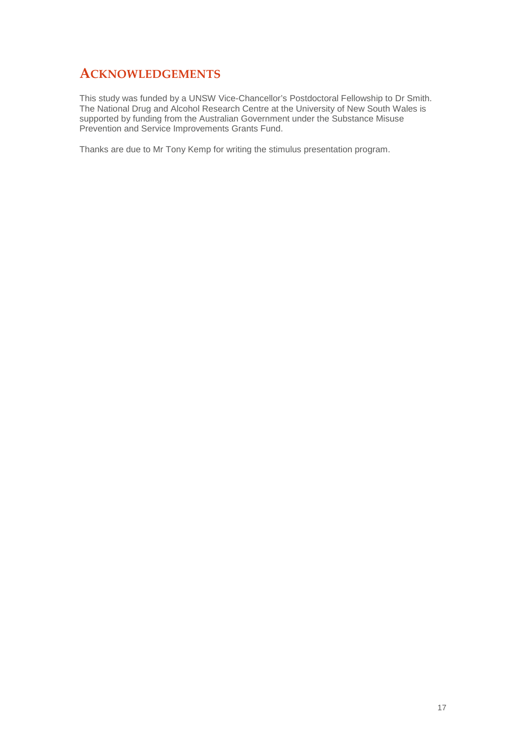# ACKNOWLEDGEMENTS

This study was funded by a UNSW Vice-Chancellor's Postdoctoral Fellowship to Dr Smith. The National Drug and Alcohol Research Centre at the University of New South Wales is supported by funding from the Australian Government under the Substance Misuse Prevention and Service Improvements Grants Fund.

Thanks are due to Mr Tony Kemp for writing the stimulus presentation program.